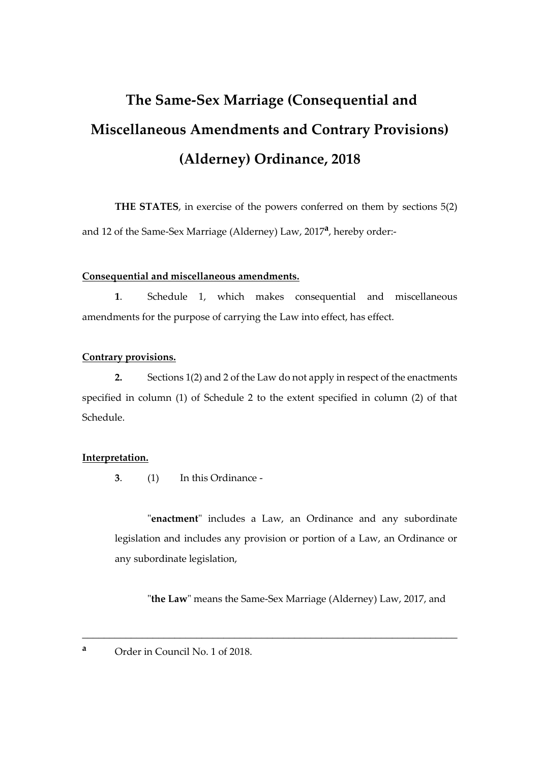# The Same-Sex Marriage (Consequential and Miscellaneous Amendments and Contrary Provisions) (Alderney) Ordinance, 2018

**THE STATES**, in exercise of the powers conferred on them by sections 5(2) and 12 of the Same-Sex Marriage (Alderney) Law, 2017[a], hereby order:-

**Consequential and miscellaneous amendments.**

**1**. Schedule 1, which makes consequential and miscellaneous amendments for the purpose of carrying the Law into effect, has effect.

**Contrary provisions.**

**2.** Sections 1(2) and 2 of the Law do not apply in respect of the enactments specified in column (1) of Schedule 2 to the extent specified in column (2) of that Schedule.

**Interpretation.**

**3**. (1) In this Ordinance -

"**enactment**" includes a Law, an Ordinance and any subordinate legislation and includes any provision or portion of a Law, an Ordinance or any subordinate legislation,

"**the Law**" means the Same-Sex Marriage (Alderney) Law, 2017, and

---

[a] Order in Council No. 1 of 2018.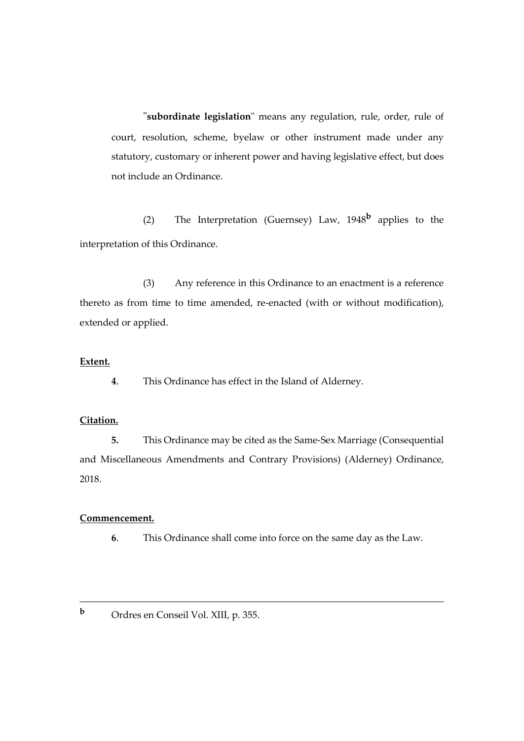"**subordinate legislation**" means any regulation, rule, order, rule of court, resolution, scheme, byelaw or other instrument made under any statutory, customary or inherent power and having legislative effect, but does not include an Ordinance.

(2) The Interpretation (Guernsey) Law, 1948[b] applies to the interpretation of this Ordinance.

(3) Any reference in this Ordinance to an enactment is a reference thereto as from time to time amended, re-enacted (with or without modification), extended or applied.

**Extent.**

**4**. This Ordinance has effect in the Island of Alderney.

**Citation.**

**5.** This Ordinance may be cited as the Same-Sex Marriage (Consequential and Miscellaneous Amendments and Contrary Provisions) (Alderney) Ordinance, 2018.

**Commencement.**

**6**. This Ordinance shall come into force on the same day as the Law.

---

[b] Ordres en Conseil Vol. XIII, p. 355.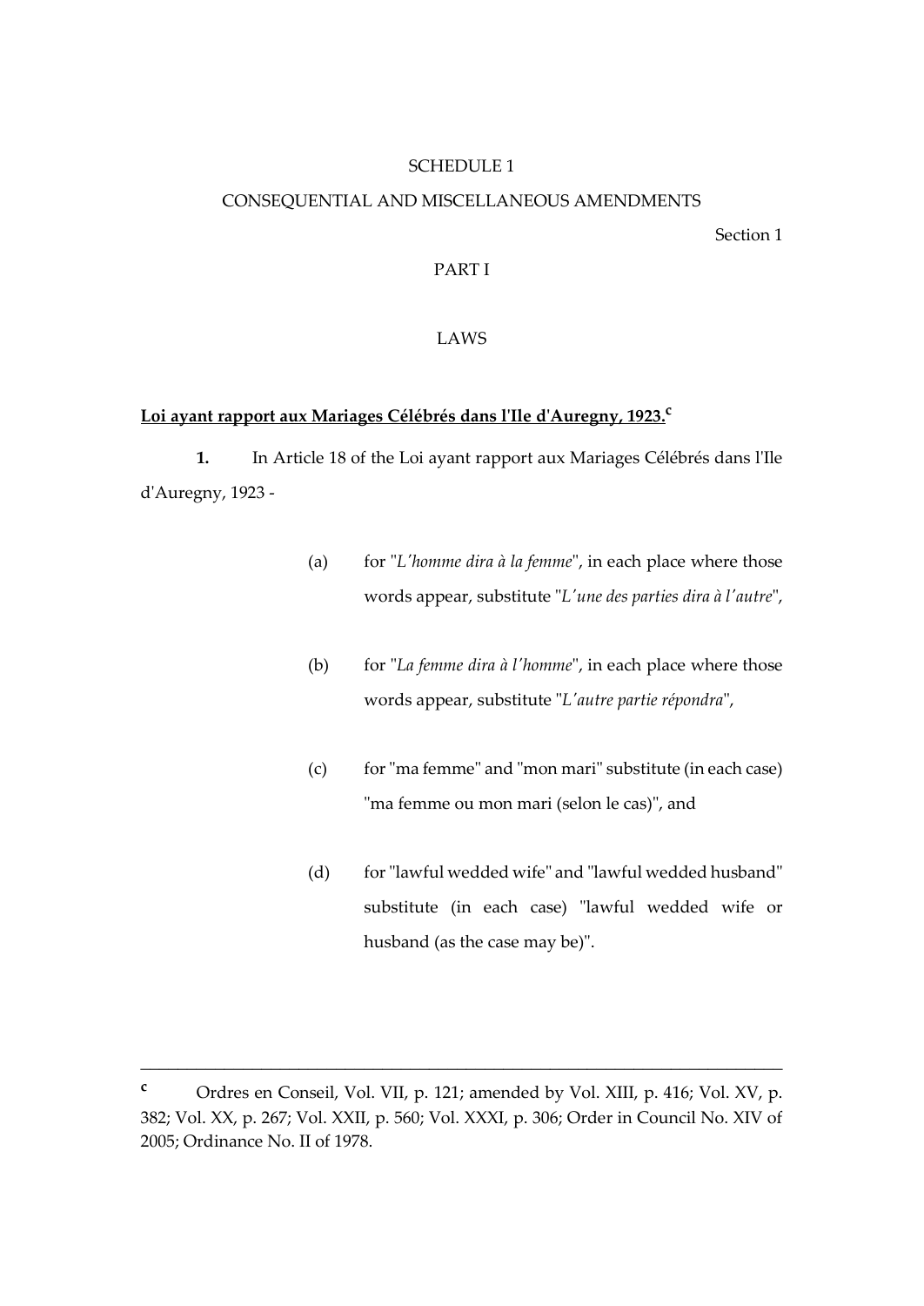# SCHEDULE 1

## CONSEQUENTIAL AND MISCELLANEOUS AMENDMENTS

Section 1

## PART I

## LAWS

**Loi ayant rapport aux Mariages Célébrés dans l'Ile d'Auregny, 1923.**[c]

**1.** In Article 18 of the Loi ayant rapport aux Mariages Célébrés dans l'Ile d'Auregny, 1923 -

(a) for "*L'homme dira à la femme*", in each place where those words appear, substitute "*L'une des parties dira à l'autre*",

(b) for "*La femme dira à l'homme*", in each place where those words appear, substitute "*L'autre partie répondra*",

(c) for "ma femme" and "mon mari" substitute (in each case) "ma femme ou mon mari (selon le cas)", and

(d) for "lawful wedded wife" and "lawful wedded husband" substitute (in each case) "lawful wedded wife or husband (as the case may be)".

---

[c] Ordres en Conseil, Vol. VII, p. 121; amended by Vol. XIII, p. 416; Vol. XV, p. 382; Vol. XX, p. 267; Vol. XXII, p. 560; Vol. XXXI, p. 306; Order in Council No. XIV of 2005; Ordinance No. II of 1978.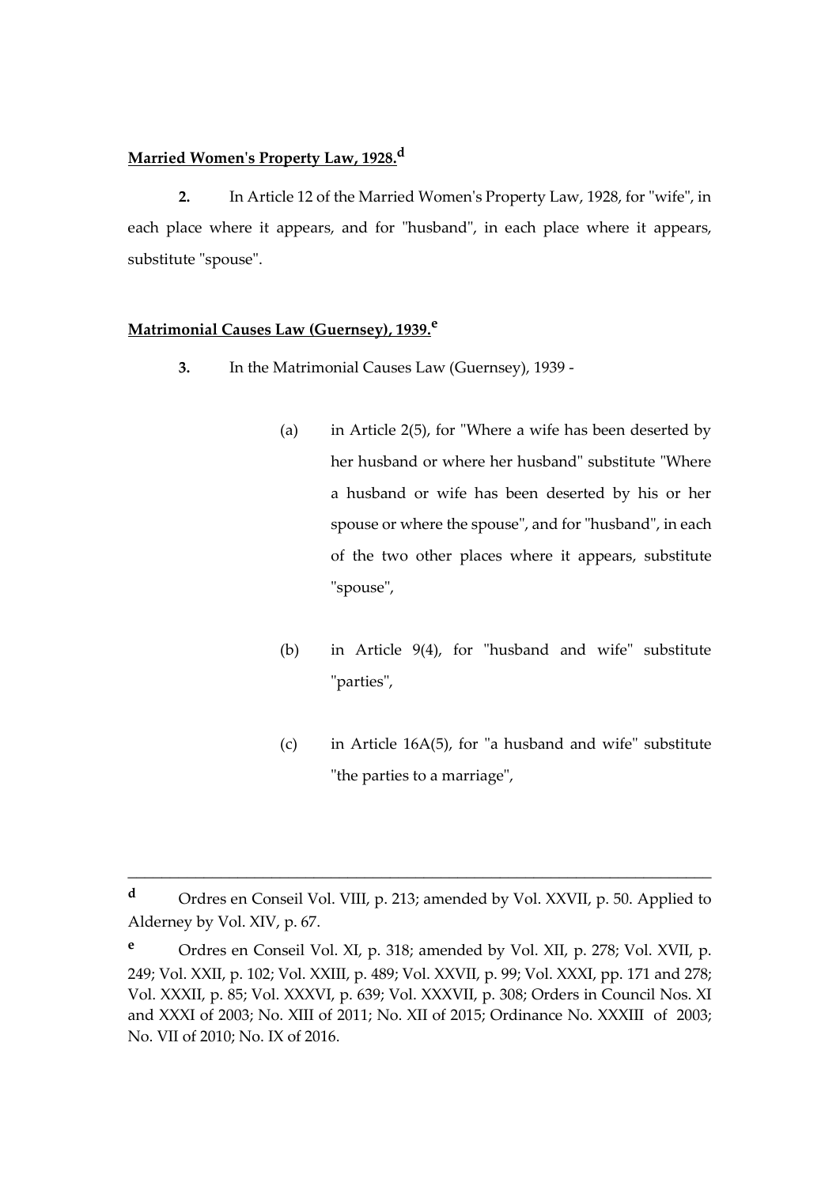**Married Women's Property Law, 1928.**[d]

**2.** In Article 12 of the Married Women's Property Law, 1928, for "wife", in each place where it appears, and for "husband", in each place where it appears, substitute "spouse".

**Matrimonial Causes Law (Guernsey), 1939.**[e]

**3.** In the Matrimonial Causes Law (Guernsey), 1939 -

(a) in Article 2(5), for "Where a wife has been deserted by her husband or where her husband" substitute "Where a husband or wife has been deserted by his or her spouse or where the spouse", and for "husband", in each of the two other places where it appears, substitute "spouse",

(b) in Article 9(4), for "husband and wife" substitute "parties",

(c) in Article 16A(5), for "a husband and wife" substitute "the parties to a marriage",

---

[d] Ordres en Conseil Vol. VIII, p. 213; amended by Vol. XXVII, p. 50. Applied to Alderney by Vol. XIV, p. 67.

[e] Ordres en Conseil Vol. XI, p. 318; amended by Vol. XII, p. 278; Vol. XVII, p. 249; Vol. XXII, p. 102; Vol. XXIII, p. 489; Vol. XXVII, p. 99; Vol. XXXI, pp. 171 and 278; Vol. XXXII, p. 85; Vol. XXXVI, p. 639; Vol. XXXVII, p. 308; Orders in Council Nos. XI and XXXI of 2003; No. XIII of 2011; No. XII of 2015; Ordinance No. XXXIII of 2003; No. VII of 2010; No. IX of 2016.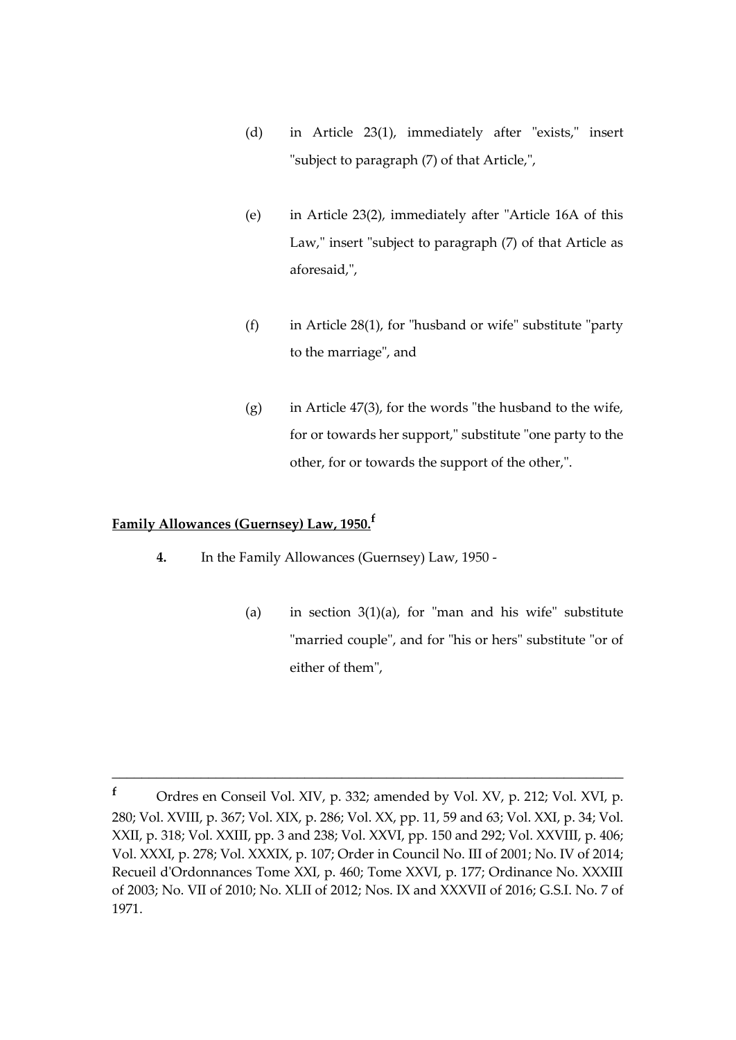(d) in Article 23(1), immediately after "exists," insert "subject to paragraph (7) of that Article,",

(e) in Article 23(2), immediately after "Article 16A of this Law," insert "subject to paragraph (7) of that Article as aforesaid,",

(f) in Article 28(1), for "husband or wife" substitute "party to the marriage", and

(g) in Article 47(3), for the words "the husband to the wife, for or towards her support," substitute "one party to the other, for or towards the support of the other,".

**Family Allowances (Guernsey) Law, 1950.**[f]

**4.** In the Family Allowances (Guernsey) Law, 1950 -

(a) in section 3(1)(a), for "man and his wife" substitute "married couple", and for "his or hers" substitute "or of either of them",

---

[f] Ordres en Conseil Vol. XIV, p. 332; amended by Vol. XV, p. 212; Vol. XVI, p. 280; Vol. XVIII, p. 367; Vol. XIX, p. 286; Vol. XX, pp. 11, 59 and 63; Vol. XXI, p. 34; Vol. XXII, p. 318; Vol. XXIII, pp. 3 and 238; Vol. XXVI, pp. 150 and 292; Vol. XXVIII, p. 406; Vol. XXXI, p. 278; Vol. XXXIX, p. 107; Order in Council No. III of 2001; No. IV of 2014; Recueil d'Ordonnances Tome XXI, p. 460; Tome XXVI, p. 177; Ordinance No. XXXIII of 2003; No. VII of 2010; No. XLII of 2012; Nos. IX and XXXVII of 2016; G.S.I. No. 7 of 1971.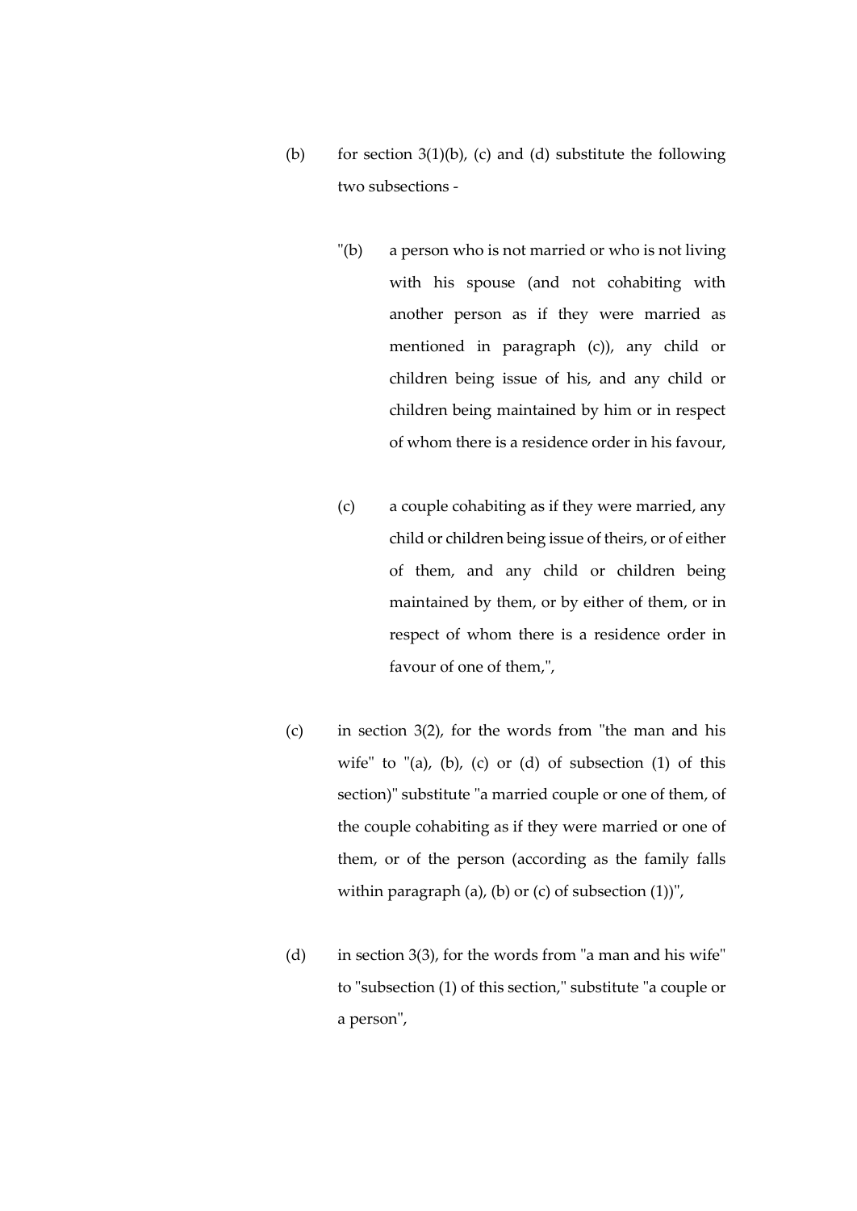(b) for section 3(1)(b), (c) and (d) substitute the following two subsections -

> "(b) a person who is not married or who is not living with his spouse (and not cohabiting with another person as if they were married as mentioned in paragraph (c)), any child or children being issue of his, and any child or children being maintained by him or in respect of whom there is a residence order in his favour,
>
> (c) a couple cohabiting as if they were married, any child or children being issue of theirs, or of either of them, and any child or children being maintained by them, or by either of them, or in respect of whom there is a residence order in favour of one of them,",

(c) in section 3(2), for the words from "the man and his wife" to "(a), (b), (c) or (d) of subsection (1) of this section)" substitute "a married couple or one of them, of the couple cohabiting as if they were married or one of them, or of the person (according as the family falls within paragraph (a), (b) or (c) of subsection (1))",

(d) in section 3(3), for the words from "a man and his wife" to "subsection (1) of this section," substitute "a couple or a person",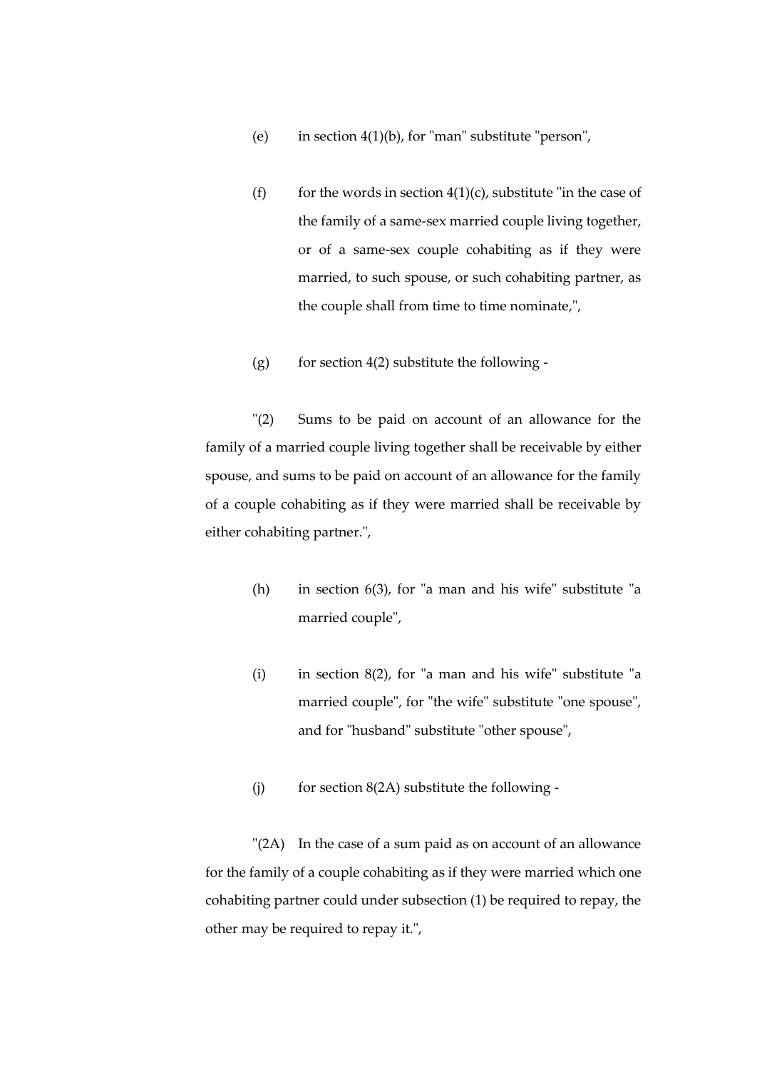(e) in section 4(1)(b), for "man" substitute "person",

(f) for the words in section 4(1)(c), substitute "in the case of the family of a same-sex married couple living together, or of a same-sex couple cohabiting as if they were married, to such spouse, or such cohabiting partner, as the couple shall from time to time nominate,",

(g) for section 4(2) substitute the following -

"(2) Sums to be paid on account of an allowance for the family of a married couple living together shall be receivable by either spouse, and sums to be paid on account of an allowance for the family of a couple cohabiting as if they were married shall be receivable by either cohabiting partner.",

(h) in section 6(3), for "a man and his wife" substitute "a married couple",

(i) in section 8(2), for "a man and his wife" substitute "a married couple", for "the wife" substitute "one spouse", and for "husband" substitute "other spouse",

(j) for section 8(2A) substitute the following -

"(2A) In the case of a sum paid as on account of an allowance for the family of a couple cohabiting as if they were married which one cohabiting partner could under subsection (1) be required to repay, the other may be required to repay it.",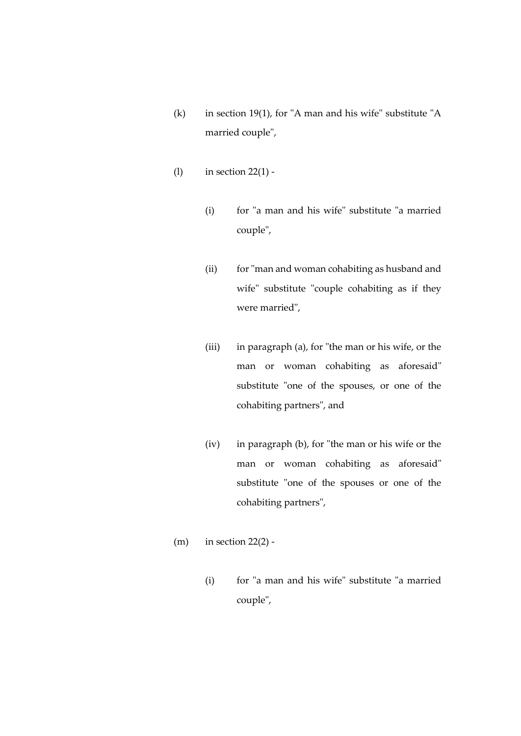(k) in section 19(1), for "A man and his wife" substitute "A married couple",

(l) in section 22(1) -

 (i) for "a man and his wife" substitute "a married couple",

 (ii) for "man and woman cohabiting as husband and wife" substitute "couple cohabiting as if they were married",

 (iii) in paragraph (a), for "the man or his wife, or the man or woman cohabiting as aforesaid" substitute "one of the spouses, or one of the cohabiting partners", and

 (iv) in paragraph (b), for "the man or his wife or the man or woman cohabiting as aforesaid" substitute "one of the spouses or one of the cohabiting partners",

(m) in section 22(2) -

 (i) for "a man and his wife" substitute "a married couple",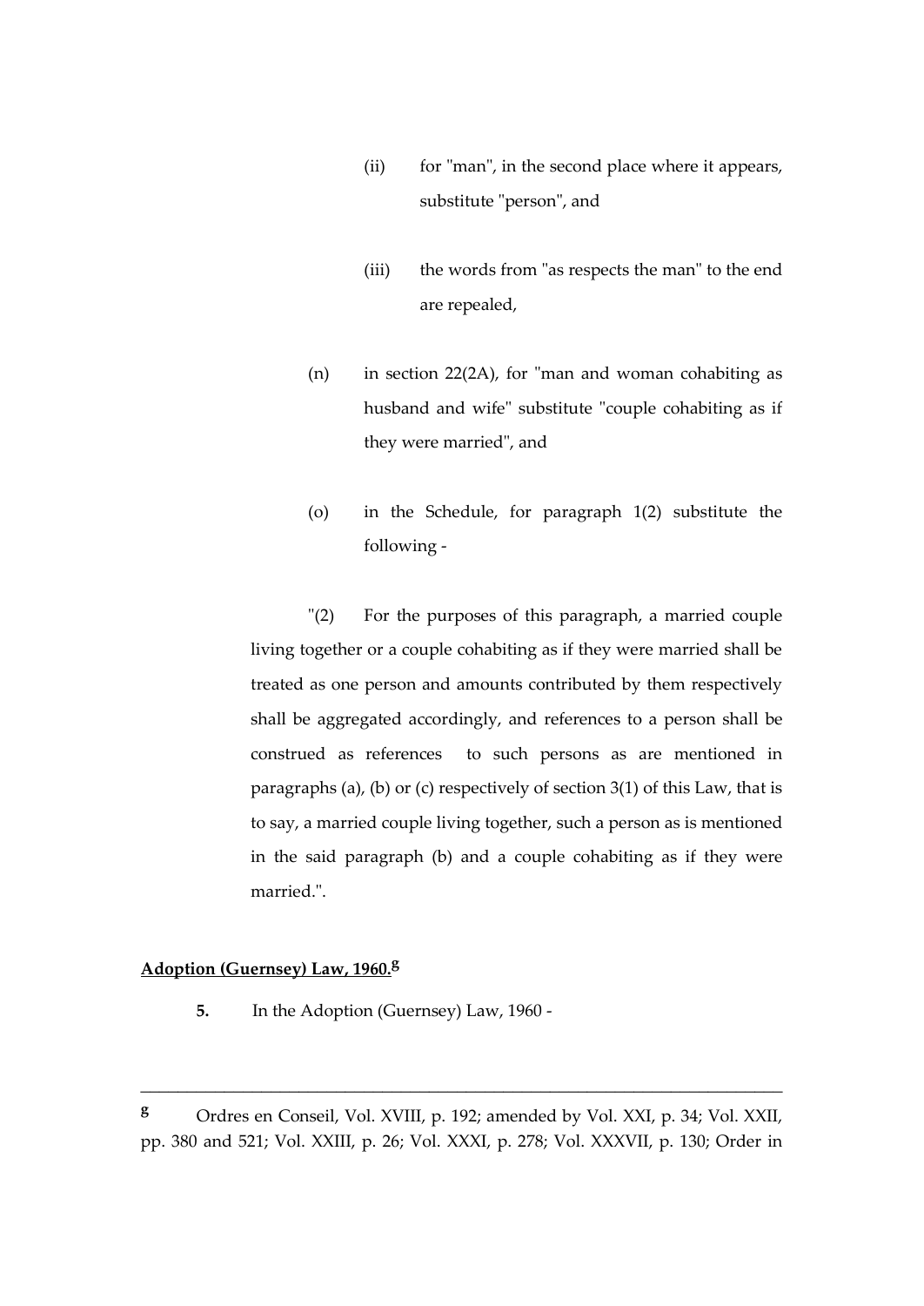(ii) for "man", in the second place where it appears, substitute "person", and

(iii) the words from "as respects the man" to the end are repealed,

(n) in section 22(2A), for "man and woman cohabiting as husband and wife" substitute "couple cohabiting as if they were married", and

(o) in the Schedule, for paragraph 1(2) substitute the following -

"(2) For the purposes of this paragraph, a married couple living together or a couple cohabiting as if they were married shall be treated as one person and amounts contributed by them respectively shall be aggregated accordingly, and references to a person shall be construed as references to such persons as are mentioned in paragraphs (a), (b) or (c) respectively of section 3(1) of this Law, that is to say, a married couple living together, such a person as is mentioned in the said paragraph (b) and a couple cohabiting as if they were married.".

**Adoption (Guernsey) Law, 1960.**[g]

**5.** In the Adoption (Guernsey) Law, 1960 -

---

[g] Ordres en Conseil, Vol. XVIII, p. 192; amended by Vol. XXI, p. 34; Vol. XXII, pp. 380 and 521; Vol. XXIII, p. 26; Vol. XXXI, p. 278; Vol. XXXVII, p. 130; Order in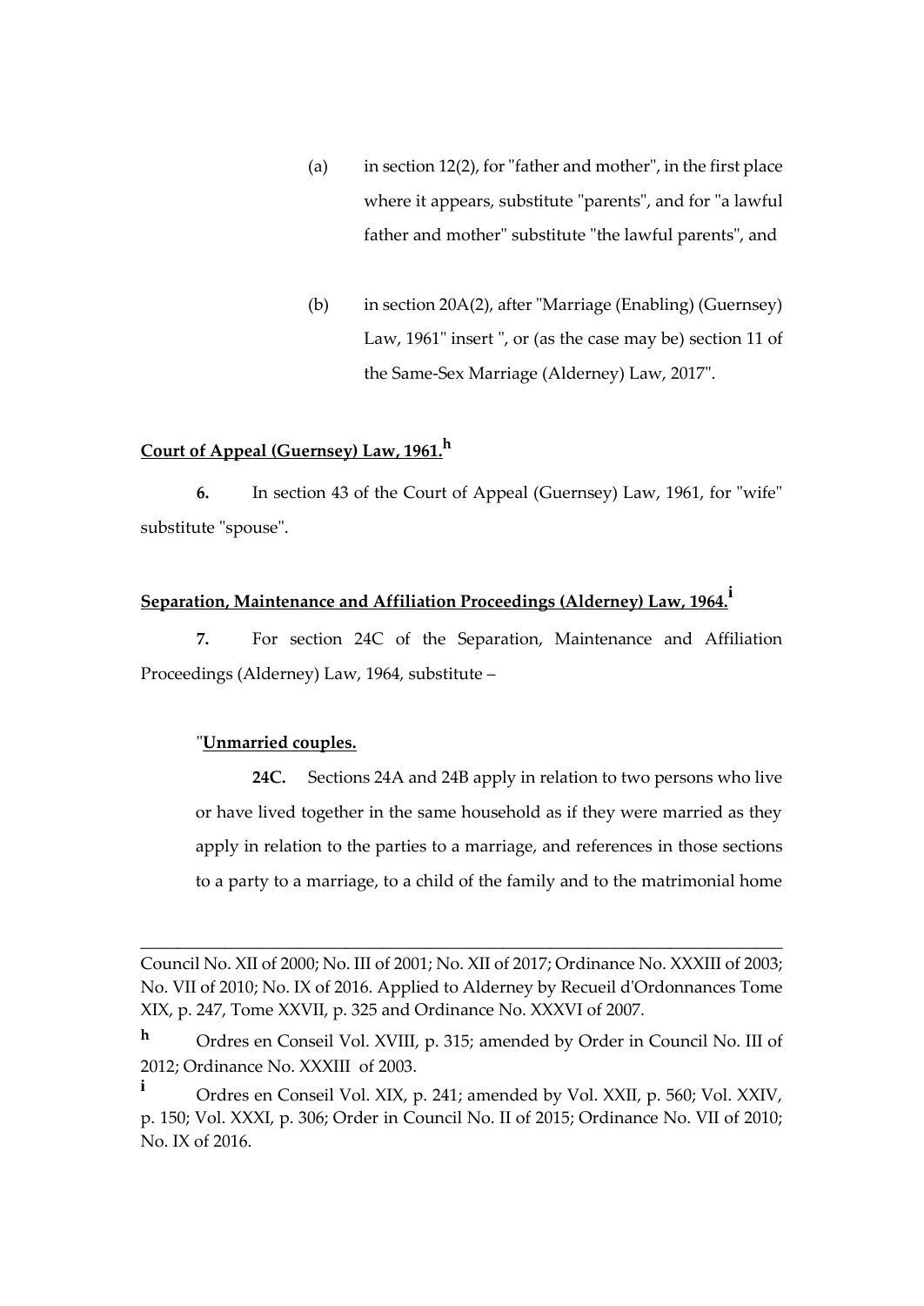(a) in section 12(2), for "father and mother", in the first place where it appears, substitute "parents", and for "a lawful father and mother" substitute "the lawful parents", and

(b) in section 20A(2), after "Marriage (Enabling) (Guernsey) Law, 1961" insert ", or (as the case may be) section 11 of the Same-Sex Marriage (Alderney) Law, 2017".

**Court of Appeal (Guernsey) Law, 1961.**[h]

**6.** In section 43 of the Court of Appeal (Guernsey) Law, 1961, for "wife" substitute "spouse".

**Separation, Maintenance and Affiliation Proceedings (Alderney) Law, 1964.**[i]

**7.** For section 24C of the Separation, Maintenance and Affiliation Proceedings (Alderney) Law, 1964, substitute –

"**Unmarried couples.**

**24C.** Sections 24A and 24B apply in relation to two persons who live or have lived together in the same household as if they were married as they apply in relation to the parties to a marriage, and references in those sections to a party to a marriage, to a child of the family and to the matrimonial home

---

Council No. XII of 2000; No. III of 2001; No. XII of 2017; Ordinance No. XXXIII of 2003; No. VII of 2010; No. IX of 2016. Applied to Alderney by Recueil d'Ordonnances Tome XIX, p. 247, Tome XXVII, p. 325 and Ordinance No. XXXVI of 2007.

[h] Ordres en Conseil Vol. XVIII, p. 315; amended by Order in Council No. III of 2012; Ordinance No. XXXIII of 2003.

[i] Ordres en Conseil Vol. XIX, p. 241; amended by Vol. XXII, p. 560; Vol. XXIV, p. 150; Vol. XXXI, p. 306; Order in Council No. II of 2015; Ordinance No. VII of 2010; No. IX of 2016.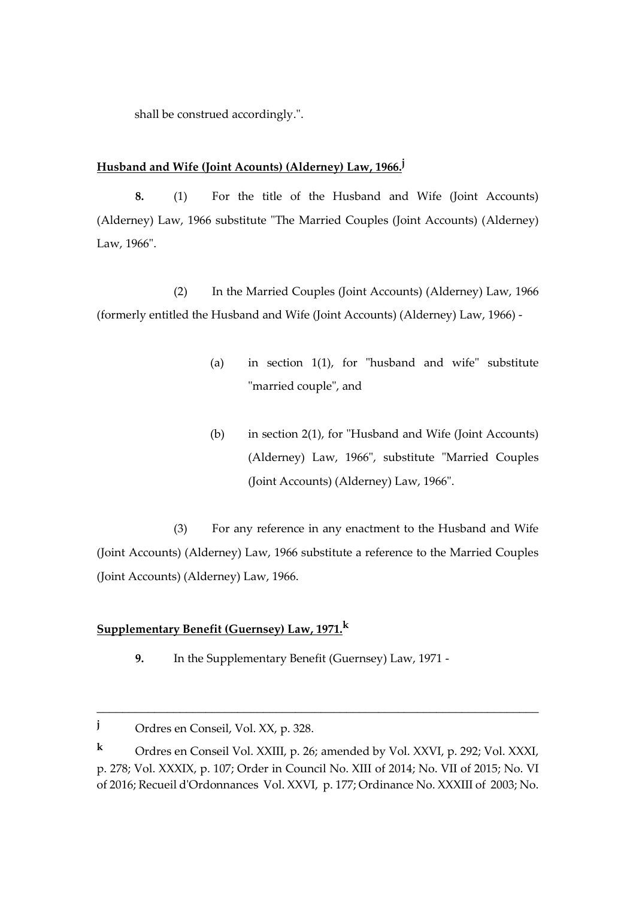shall be construed accordingly.".

**Husband and Wife (Joint Acounts) (Alderney) Law, 1966.[j]**

**8.** (1) For the title of the Husband and Wife (Joint Accounts) (Alderney) Law, 1966 substitute "The Married Couples (Joint Accounts) (Alderney) Law, 1966".

(2) In the Married Couples (Joint Accounts) (Alderney) Law, 1966 (formerly entitled the Husband and Wife (Joint Accounts) (Alderney) Law, 1966) -

(a) in section 1(1), for "husband and wife" substitute "married couple", and

(b) in section 2(1), for "Husband and Wife (Joint Accounts) (Alderney) Law, 1966", substitute "Married Couples (Joint Accounts) (Alderney) Law, 1966".

(3) For any reference in any enactment to the Husband and Wife (Joint Accounts) (Alderney) Law, 1966 substitute a reference to the Married Couples (Joint Accounts) (Alderney) Law, 1966.

**Supplementary Benefit (Guernsey) Law, 1971.[k]**

**9.** In the Supplementary Benefit (Guernsey) Law, 1971 -

---

[j] Ordres en Conseil, Vol. XX, p. 328.

[k] Ordres en Conseil Vol. XXIII, p. 26; amended by Vol. XXVI, p. 292; Vol. XXXI, p. 278; Vol. XXXIX, p. 107; Order in Council No. XIII of 2014; No. VII of 2015; No. VI of 2016; Recueil d'Ordonnances Vol. XXVI, p. 177; Ordinance No. XXXIII of 2003; No.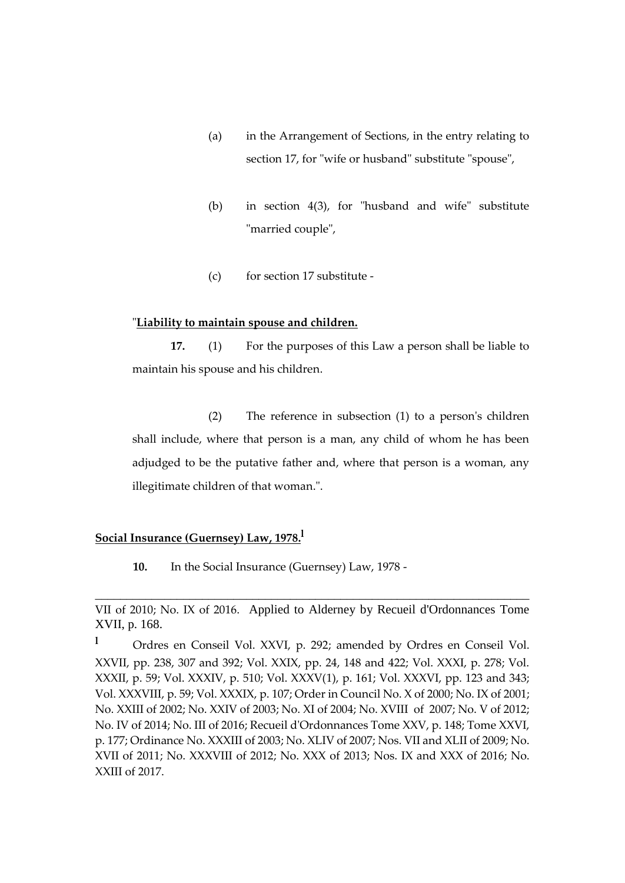(a) in the Arrangement of Sections, in the entry relating to section 17, for "wife or husband" substitute "spouse",

(b) in section 4(3), for "husband and wife" substitute "married couple",

(c) for section 17 substitute -

"**Liability to maintain spouse and children.**

**17.** (1) For the purposes of this Law a person shall be liable to maintain his spouse and his children.

(2) The reference in subsection (1) to a person's children shall include, where that person is a man, any child of whom he has been adjudged to be the putative father and, where that person is a woman, any illegitimate children of that woman.".

**Social Insurance (Guernsey) Law, 1978.**[l]

**10.** In the Social Insurance (Guernsey) Law, 1978 -

---

VII of 2010; No. IX of 2016. Applied to Alderney by Recueil d'Ordonnances Tome XVII, p. 168.

[l] Ordres en Conseil Vol. XXVI, p. 292; amended by Ordres en Conseil Vol. XXVII, pp. 238, 307 and 392; Vol. XXIX, pp. 24, 148 and 422; Vol. XXXI, p. 278; Vol. XXXII, p. 59; Vol. XXXIV, p. 510; Vol. XXXV(1), p. 161; Vol. XXXVI, pp. 123 and 343; Vol. XXXVIII, p. 59; Vol. XXXIX, p. 107; Order in Council No. X of 2000; No. IX of 2001; No. XXIII of 2002; No. XXIV of 2003; No. XI of 2004; No. XVIII of 2007; No. V of 2012; No. IV of 2014; No. III of 2016; Recueil d'Ordonnances Tome XXV, p. 148; Tome XXVI, p. 177; Ordinance No. XXXIII of 2003; No. XLIV of 2007; Nos. VII and XLII of 2009; No. XVII of 2011; No. XXXVIII of 2012; No. XXX of 2013; Nos. IX and XXX of 2016; No. XXIII of 2017.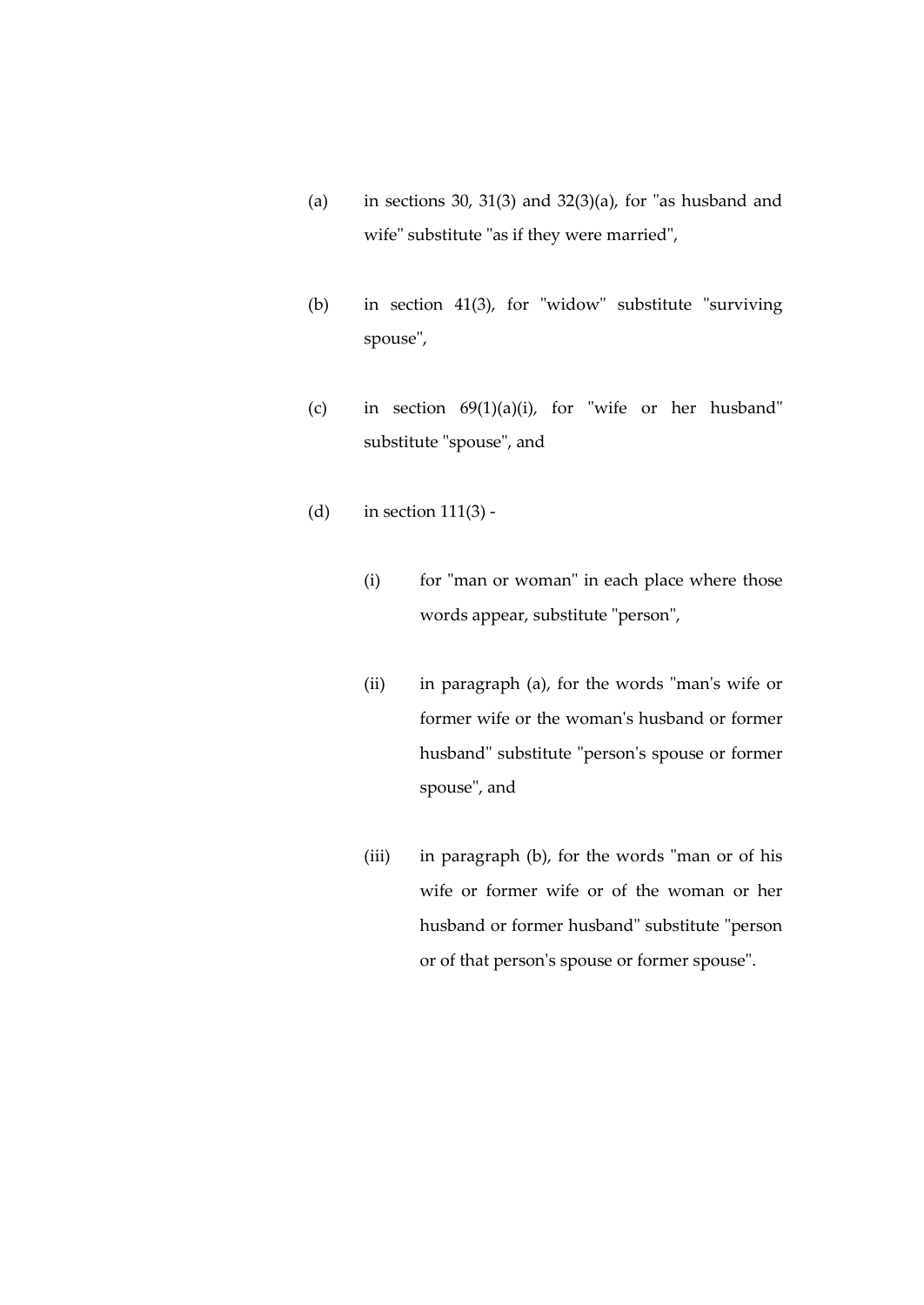(a) in sections 30, 31(3) and 32(3)(a), for "as husband and wife" substitute "as if they were married",

(b) in section 41(3), for "widow" substitute "surviving spouse",

(c) in section 69(1)(a)(i), for "wife or her husband" substitute "spouse", and

(d) in section 111(3) -

   (i) for "man or woman" in each place where those words appear, substitute "person",

   (ii) in paragraph (a), for the words "man's wife or former wife or the woman's husband or former husband" substitute "person's spouse or former spouse", and

   (iii) in paragraph (b), for the words "man or of his wife or former wife or of the woman or her husband or former husband" substitute "person or of that person's spouse or former spouse".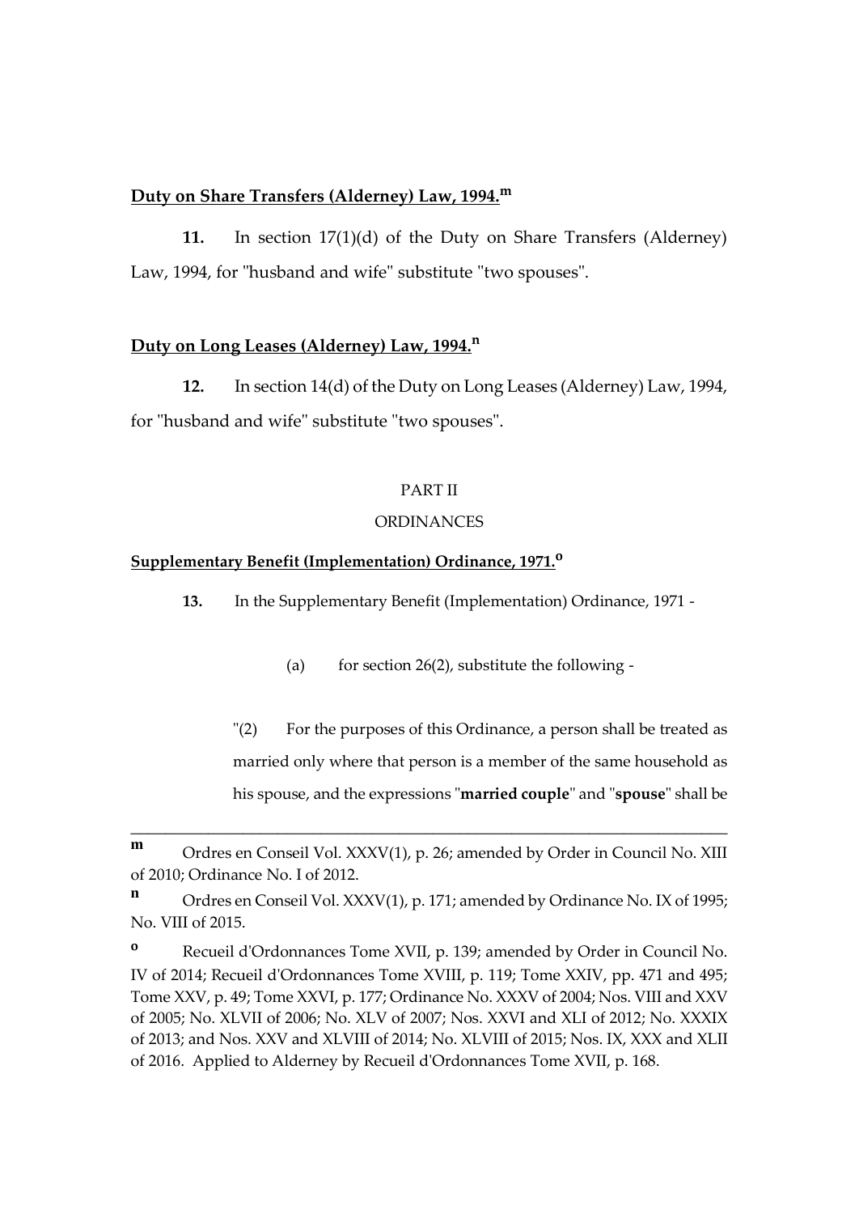**Duty on Share Transfers (Alderney) Law, 1994.[m]**

**11.** In section 17(1)(d) of the Duty on Share Transfers (Alderney) Law, 1994, for "husband and wife" substitute "two spouses".

**Duty on Long Leases (Alderney) Law, 1994.[n]**

**12.** In section 14(d) of the Duty on Long Leases (Alderney) Law, 1994, for "husband and wife" substitute "two spouses".

PART II

ORDINANCES

**Supplementary Benefit (Implementation) Ordinance, 1971.[o]**

**13.** In the Supplementary Benefit (Implementation) Ordinance, 1971 -

(a) for section 26(2), substitute the following -

"(2) For the purposes of this Ordinance, a person shall be treated as married only where that person is a member of the same household as his spouse, and the expressions "**married couple**" and "**spouse**" shall be

---

[m] Ordres en Conseil Vol. XXXV(1), p. 26; amended by Order in Council No. XIII of 2010; Ordinance No. I of 2012.

[n] Ordres en Conseil Vol. XXXV(1), p. 171; amended by Ordinance No. IX of 1995; No. VIII of 2015.

[o] Recueil d'Ordonnances Tome XVII, p. 139; amended by Order in Council No. IV of 2014; Recueil d'Ordonnances Tome XVIII, p. 119; Tome XXIV, pp. 471 and 495; Tome XXV, p. 49; Tome XXVI, p. 177; Ordinance No. XXXV of 2004; Nos. VIII and XXV of 2005; No. XLVII of 2006; No. XLV of 2007; Nos. XXVI and XLI of 2012; No. XXXIX of 2013; and Nos. XXV and XLVIII of 2014; No. XLVIII of 2015; Nos. IX, XXX and XLII of 2016. Applied to Alderney by Recueil d'Ordonnances Tome XVII, p. 168.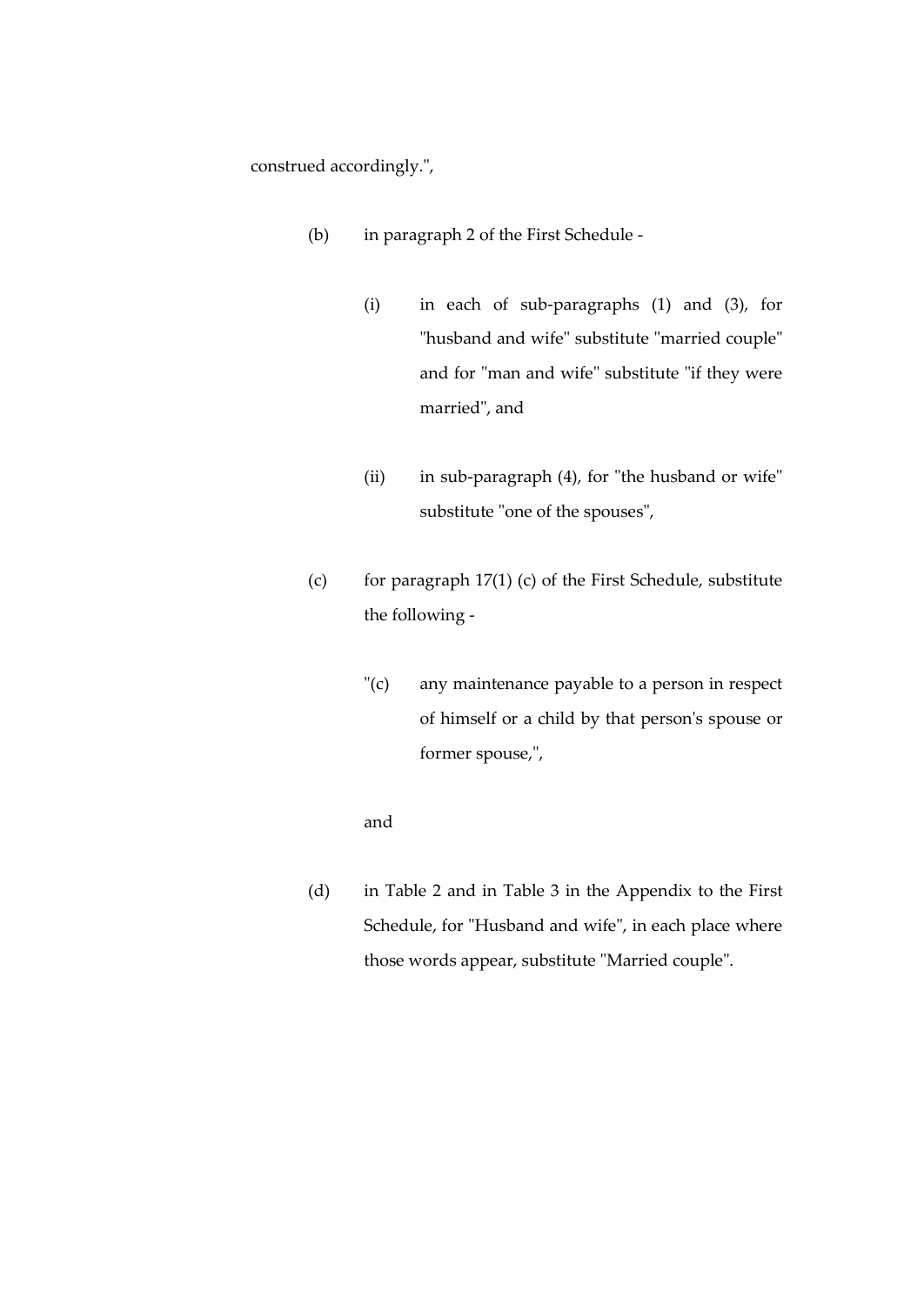construed accordingly.",

(b) in paragraph 2 of the First Schedule -

(i) in each of sub-paragraphs (1) and (3), for "husband and wife" substitute "married couple" and for "man and wife" substitute "if they were married", and

(ii) in sub-paragraph (4), for "the husband or wife" substitute "one of the spouses",

(c) for paragraph 17(1) (c) of the First Schedule, substitute the following -

"(c) any maintenance payable to a person in respect of himself or a child by that person's spouse or former spouse,",

and

(d) in Table 2 and in Table 3 in the Appendix to the First Schedule, for "Husband and wife", in each place where those words appear, substitute "Married couple".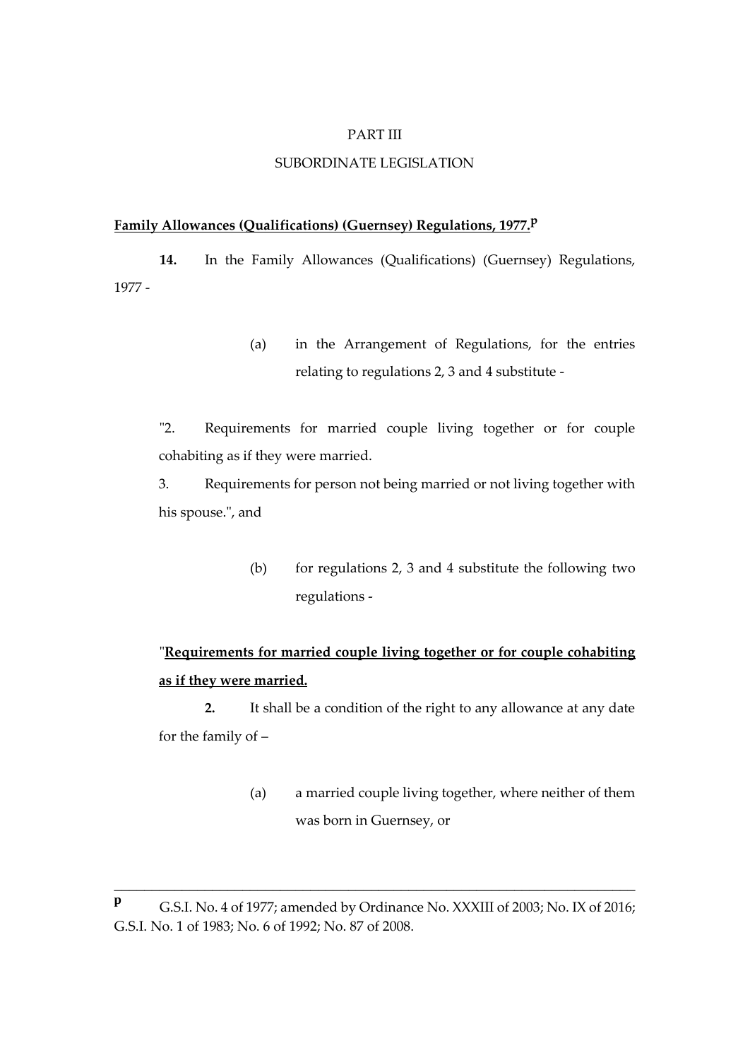PART III

SUBORDINATE LEGISLATION

**Family Allowances (Qualifications) (Guernsey) Regulations, 1977.**[p]

**14.** In the Family Allowances (Qualifications) (Guernsey) Regulations, 1977 -

(a) in the Arrangement of Regulations, for the entries relating to regulations 2, 3 and 4 substitute -

"2. Requirements for married couple living together or for couple cohabiting as if they were married.

3. Requirements for person not being married or not living together with his spouse.", and

(b) for regulations 2, 3 and 4 substitute the following two regulations -

"**Requirements for married couple living together or for couple cohabiting as if they were married.**

**2.** It shall be a condition of the right to any allowance at any date for the family of –

(a) a married couple living together, where neither of them was born in Guernsey, or

---

[p] G.S.I. No. 4 of 1977; amended by Ordinance No. XXXIII of 2003; No. IX of 2016; G.S.I. No. 1 of 1983; No. 6 of 1992; No. 87 of 2008.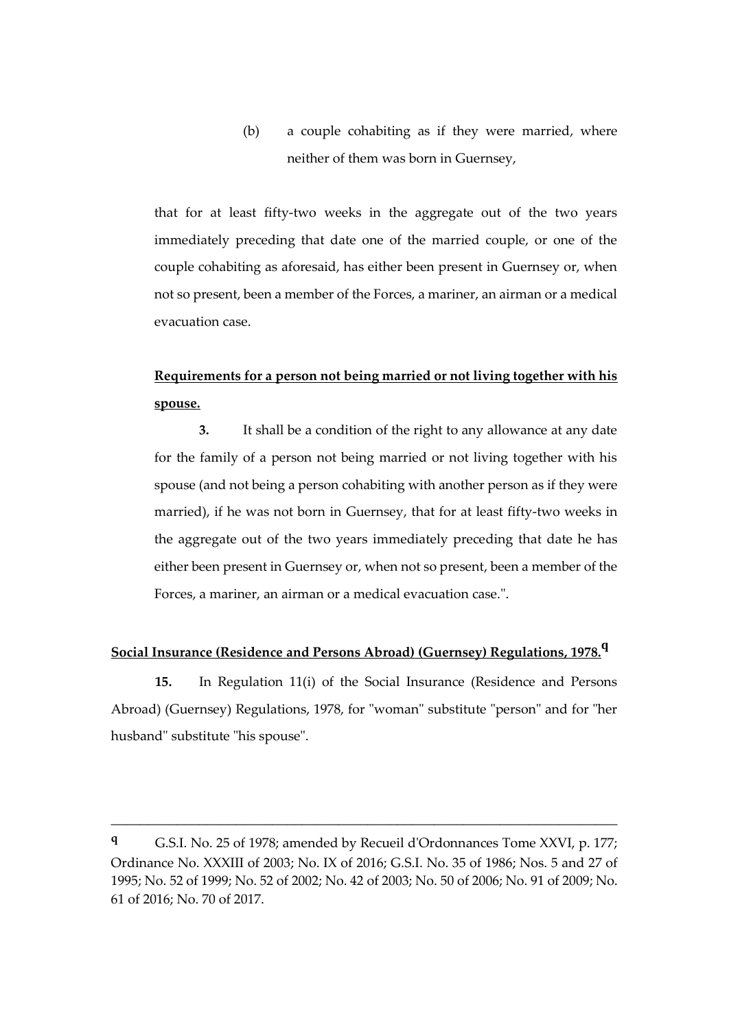(b) a couple cohabiting as if they were married, where neither of them was born in Guernsey,

that for at least fifty-two weeks in the aggregate out of the two years immediately preceding that date one of the married couple, or one of the couple cohabiting as aforesaid, has either been present in Guernsey or, when not so present, been a member of the Forces, a mariner, an airman or a medical evacuation case.

<u>**Requirements for a person not being married or not living together with his spouse.**</u>

**3.** It shall be a condition of the right to any allowance at any date for the family of a person not being married or not living together with his spouse (and not being a person cohabiting with another person as if they were married), if he was not born in Guernsey, that for at least fifty-two weeks in the aggregate out of the two years immediately preceding that date he has either been present in Guernsey or, when not so present, been a member of the Forces, a mariner, an airman or a medical evacuation case.".

<u>**Social Insurance (Residence and Persons Abroad) (Guernsey) Regulations, 1978.**</u>[q]

**15.** In Regulation 11(i) of the Social Insurance (Residence and Persons Abroad) (Guernsey) Regulations, 1978, for "woman" substitute "person" and for "her husband" substitute "his spouse".

---

[q] G.S.I. No. 25 of 1978; amended by Recueil d'Ordonnances Tome XXVI, p. 177; Ordinance No. XXXIII of 2003; No. IX of 2016; G.S.I. No. 35 of 1986; Nos. 5 and 27 of 1995; No. 52 of 1999; No. 52 of 2002; No. 42 of 2003; No. 50 of 2006; No. 91 of 2009; No. 61 of 2016; No. 70 of 2017.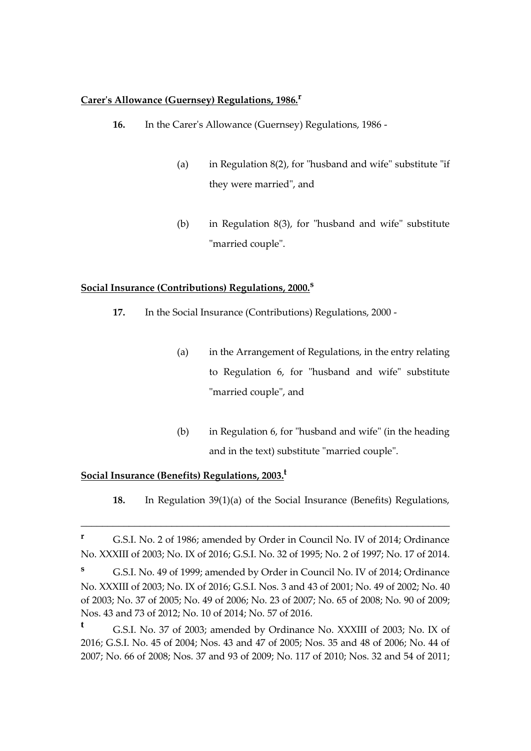**Carer's Allowance (Guernsey) Regulations, 1986.**[r]

**16.** In the Carer's Allowance (Guernsey) Regulations, 1986 -

(a) in Regulation 8(2), for "husband and wife" substitute "if they were married", and

(b) in Regulation 8(3), for "husband and wife" substitute "married couple".

**Social Insurance (Contributions) Regulations, 2000.**[s]

**17.** In the Social Insurance (Contributions) Regulations, 2000 -

(a) in the Arrangement of Regulations, in the entry relating to Regulation 6, for "husband and wife" substitute "married couple", and

(b) in Regulation 6, for "husband and wife" (in the heading and in the text) substitute "married couple".

**Social Insurance (Benefits) Regulations, 2003.**[t]

**18.** In Regulation 39(1)(a) of the Social Insurance (Benefits) Regulations,

---

[r] G.S.I. No. 2 of 1986; amended by Order in Council No. IV of 2014; Ordinance No. XXXIII of 2003; No. IX of 2016; G.S.I. No. 32 of 1995; No. 2 of 1997; No. 17 of 2014.

[s] G.S.I. No. 49 of 1999; amended by Order in Council No. IV of 2014; Ordinance No. XXXIII of 2003; No. IX of 2016; G.S.I. Nos. 3 and 43 of 2001; No. 49 of 2002; No. 40 of 2003; No. 37 of 2005; No. 49 of 2006; No. 23 of 2007; No. 65 of 2008; No. 90 of 2009; Nos. 43 and 73 of 2012; No. 10 of 2014; No. 57 of 2016.

[t] G.S.I. No. 37 of 2003; amended by Ordinance No. XXXIII of 2003; No. IX of 2016; G.S.I. No. 45 of 2004; Nos. 43 and 47 of 2005; Nos. 35 and 48 of 2006; No. 44 of 2007; No. 66 of 2008; Nos. 37 and 93 of 2009; No. 117 of 2010; Nos. 32 and 54 of 2011;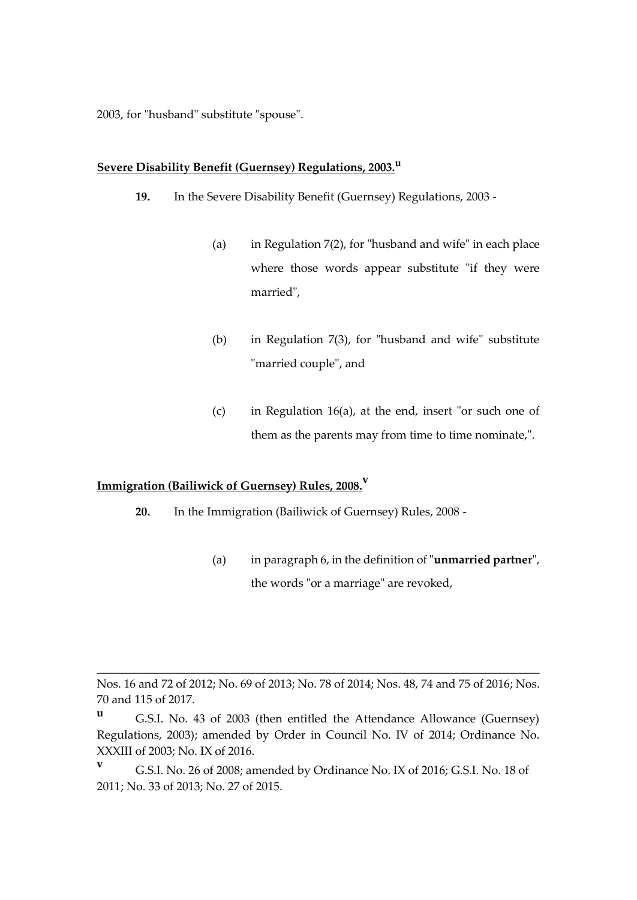2003, for "husband" substitute "spouse".

**Severe Disability Benefit (Guernsey) Regulations, 2003.**[u]

**19.** In the Severe Disability Benefit (Guernsey) Regulations, 2003 -

(a) in Regulation 7(2), for "husband and wife" in each place where those words appear substitute "if they were married",

(b) in Regulation 7(3), for "husband and wife" substitute "married couple", and

(c) in Regulation 16(a), at the end, insert "or such one of them as the parents may from time to time nominate,".

**Immigration (Bailiwick of Guernsey) Rules, 2008.**[v]

**20.** In the Immigration (Bailiwick of Guernsey) Rules, 2008 -

(a) in paragraph 6, in the definition of "**unmarried partner**", the words "or a marriage" are revoked,

---

Nos. 16 and 72 of 2012; No. 69 of 2013; No. 78 of 2014; Nos. 48, 74 and 75 of 2016; Nos. 70 and 115 of 2017.

[u] G.S.I. No. 43 of 2003 (then entitled the Attendance Allowance (Guernsey) Regulations, 2003); amended by Order in Council No. IV of 2014; Ordinance No. XXXIII of 2003; No. IX of 2016.

[v] G.S.I. No. 26 of 2008; amended by Ordinance No. IX of 2016; G.S.I. No. 18 of 2011; No. 33 of 2013; No. 27 of 2015.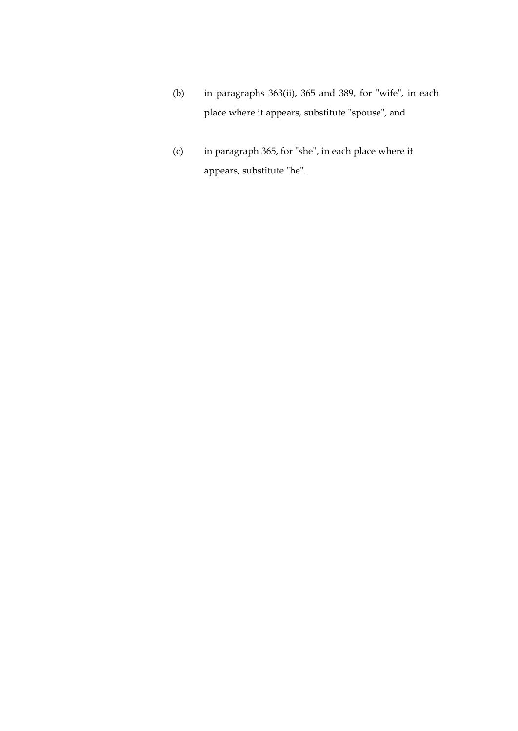(b) in paragraphs 363(ii), 365 and 389, for "wife", in each place where it appears, substitute "spouse", and

(c) in paragraph 365, for "she", in each place where it appears, substitute "he".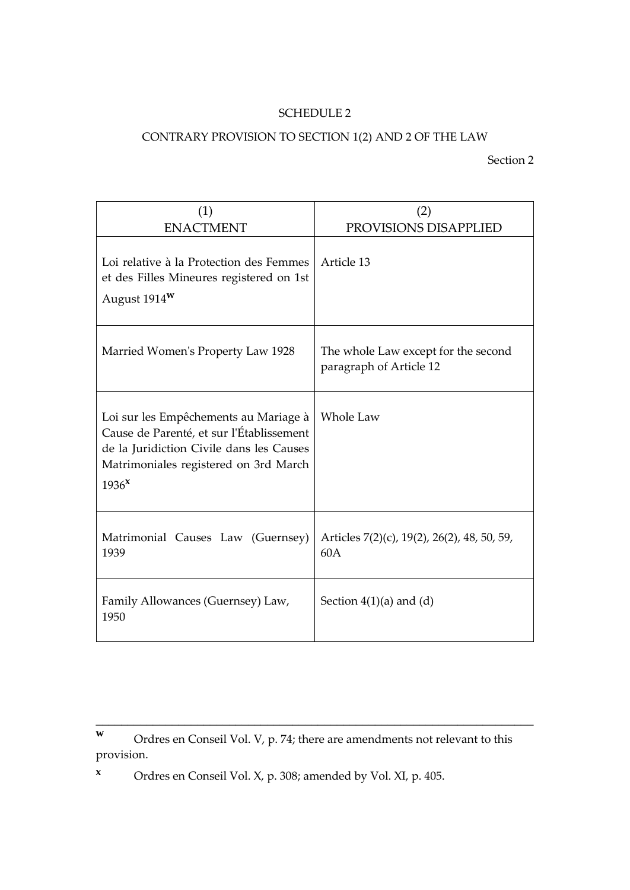SCHEDULE 2

CONTRARY PROVISION TO SECTION 1(2) AND 2 OF THE LAW

Section 2

| (1) ENACTMENT | (2) PROVISIONS DISAPPLIED |
|---|---|
| Loi relative à la Protection des Femmes et des Filles Mineures registered on 1st August 1914[w] | Article 13 |
| Married Women's Property Law 1928 | The whole Law except for the second paragraph of Article 12 |
| Loi sur les Empêchements au Mariage à Cause de Parenté, et sur l'Établissement de la Juridiction Civile dans les Causes Matrimoniales registered on 3rd March 1936[x] | Whole Law |
| Matrimonial Causes Law (Guernsey) 1939 | Articles 7(2)(c), 19(2), 26(2), 48, 50, 59, 60A |
| Family Allowances (Guernsey) Law, 1950 | Section 4(1)(a) and (d) |

---

[w] Ordres en Conseil Vol. V, p. 74; there are amendments not relevant to this provision.

[x] Ordres en Conseil Vol. X, p. 308; amended by Vol. XI, p. 405.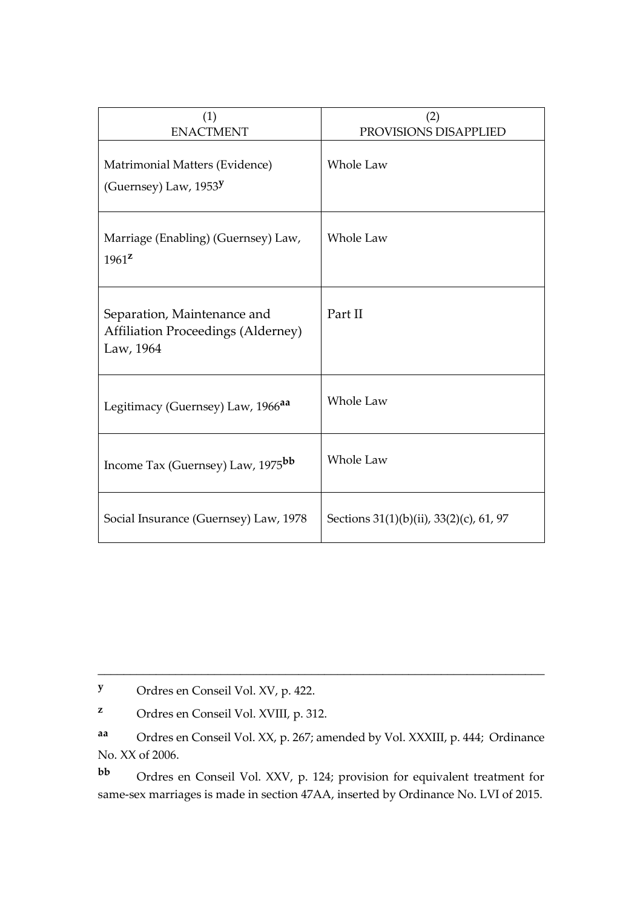| (1) ENACTMENT | (2) PROVISIONS DISAPPLIED |
|---|---|
| Matrimonial Matters (Evidence) (Guernsey) Law, 1953[y] | Whole Law |
| Marriage (Enabling) (Guernsey) Law, 1961[z] | Whole Law |
| Separation, Maintenance and Affiliation Proceedings (Alderney) Law, 1964 | Part II |
| Legitimacy (Guernsey) Law, 1966[aa] | Whole Law |
| Income Tax (Guernsey) Law, 1975[bb] | Whole Law |
| Social Insurance (Guernsey) Law, 1978 | Sections 31(1)(b)(ii), 33(2)(c), 61, 97 |

---

[y] Ordres en Conseil Vol. XV, p. 422.

[z] Ordres en Conseil Vol. XVIII, p. 312.

[aa] Ordres en Conseil Vol. XX, p. 267; amended by Vol. XXXIII, p. 444; Ordinance No. XX of 2006.

[bb] Ordres en Conseil Vol. XXV, p. 124; provision for equivalent treatment for same-sex marriages is made in section 47AA, inserted by Ordinance No. LVI of 2015.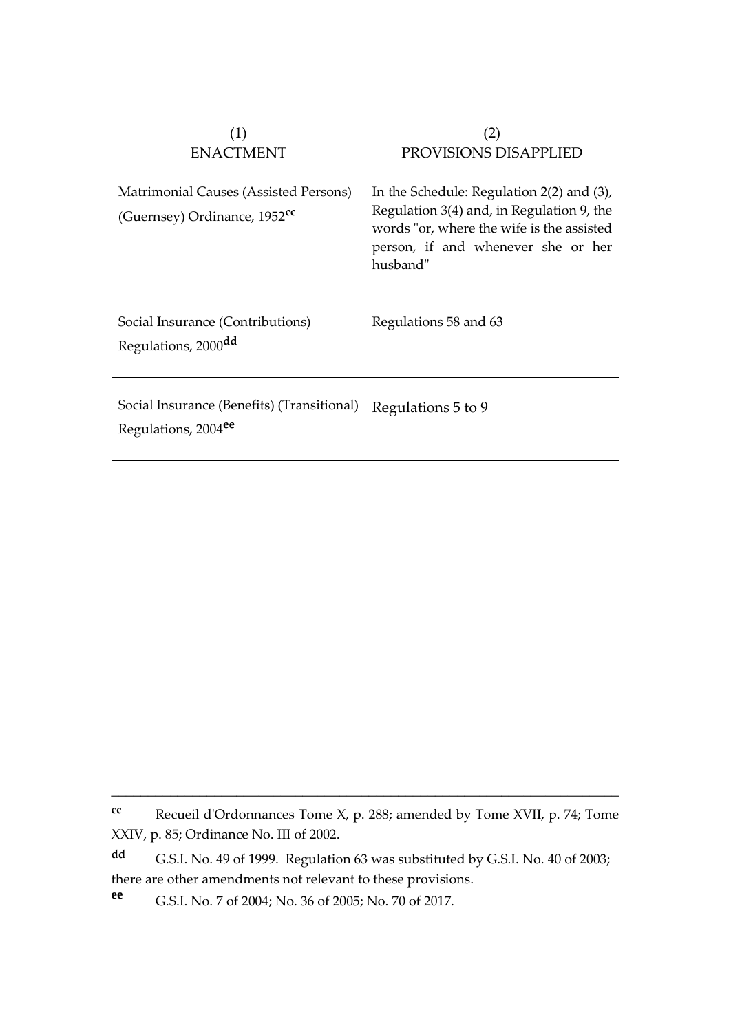| (1) ENACTMENT | (2) PROVISIONS DISAPPLIED |
|---|---|
| Matrimonial Causes (Assisted Persons) (Guernsey) Ordinance, 1952[cc] | In the Schedule: Regulation 2(2) and (3), Regulation 3(4) and, in Regulation 9, the words "or, where the wife is the assisted person, if and whenever she or her husband" |
| Social Insurance (Contributions) Regulations, 2000[dd] | Regulations 58 and 63 |
| Social Insurance (Benefits) (Transitional) Regulations, 2004[ee] | Regulations 5 to 9 |

---

[cc] Recueil d'Ordonnances Tome X, p. 288; amended by Tome XVII, p. 74; Tome XXIV, p. 85; Ordinance No. III of 2002.

[dd] G.S.I. No. 49 of 1999. Regulation 63 was substituted by G.S.I. No. 40 of 2003; there are other amendments not relevant to these provisions.

[ee] G.S.I. No. 7 of 2004; No. 36 of 2005; No. 70 of 2017.